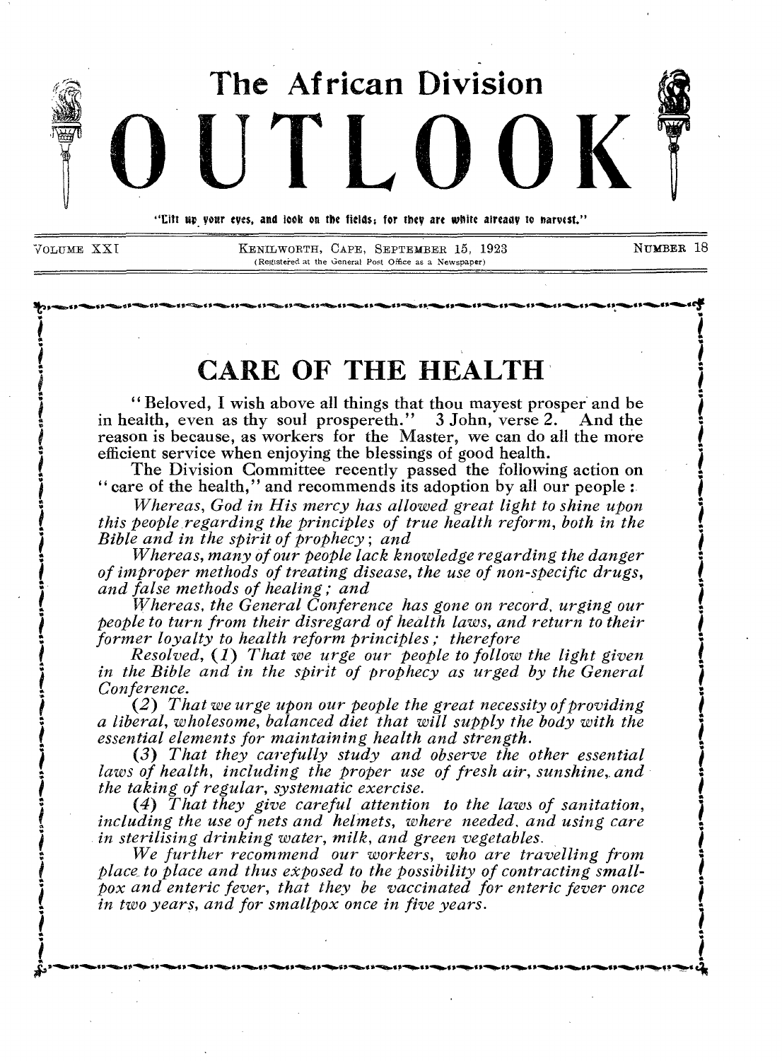# The African Division OUTLOOK

"Lift up your eyes, and look on the fields; for they are white already to harvest."

VOLUME XXI — KENILWORTH, CAPE, SEPTEMBER 15, 1923 — NUMBER 18

(Registered at the General Post Office as a Newspaper)

## CARE OF THE HEALTH

"Beloved, I wish above all things that thou mayest prosper and be in health, even as thy soul prospereth." 3 John, verse 2. And the reason is because, as workers for the Master, we can do all the more efficient service when enjoying the blessings of good health.

The Division Committee recently passed the following action on "care of the health," and recommends its adoption by all our people:

*Whereas, God in His mercy has allowed great light to shine upon this people regarding the principles of true health reform, both in the Bible and in the spirit of prophecy; and*

*Whereas, many of our people lack knowledge regarding the danger of improper methods of treating disease, the use of non-specific drugs, and false methods of healing; and*

*Whereas, the General Conference has gone on record, urging our people to turn from their disregard of health laws, and return to their former loyalty to health reform principles; therefore*

*Resolved, (1) That we urge our people to follow the light given in the Bible and in the spirit of prophecy as urged by the General Conference.*

*(2) That we urge upon our people the great necessity of providing a liberal, wholesome, balanced diet that will supply the body with the essential elements for maintaining health and strength.*

*(3) That they carefully study and observe the other essential laws of health, including the proper use of fresh air, sunshine, and the taking of regular, systematic exercise.*

*(4) That they give careful attention to the laws of sanitation, including the use of nets and helmets, where needed, and using care in sterilising drinking water, milk, and green vegetables.*

*We further recommend our workers, who are travelling from place to place and thus exposed to the possibility of contracting smallpox and enteric fever, that they be vaccinated for enteric fever once in two years, and for smallpox once in five years.*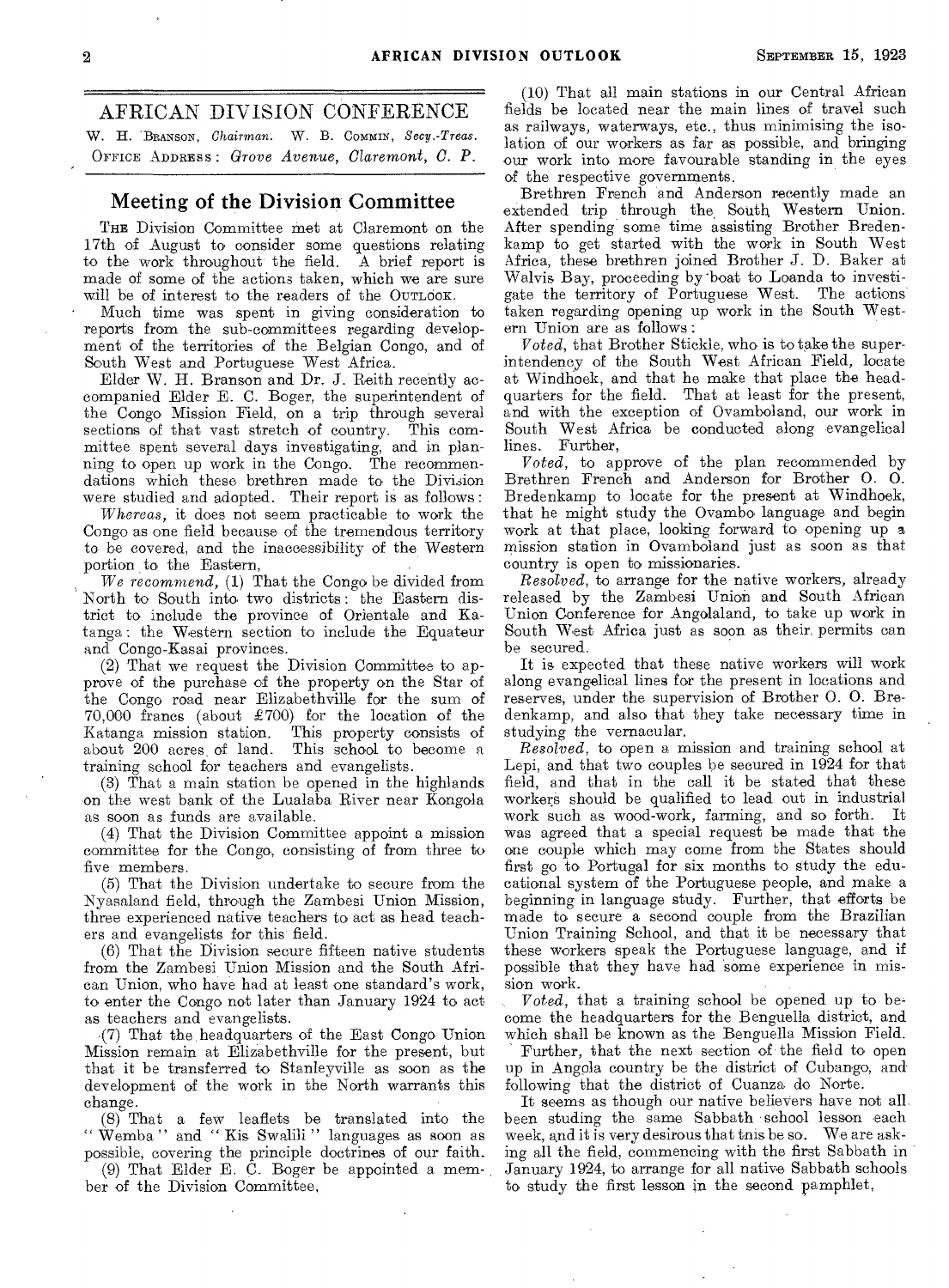## AFRICAN DIVISION CONFERENCE

W. H. BRANSON, *Chairman*. W. B. COMMIN, *Secy.-Treas.*
OFFICE ADDRESS: *Grove Avenue, Claremont, C. P.*

### Meeting of the Division Committee

THE Division Committee met at Claremont on the 17th of August to consider some questions relating to the work throughout the field. A brief report is made of some of the actions taken, which we are sure will be of interest to the readers of the OUTLOOK.

Much time was spent in giving consideration to reports from the sub-committees regarding development of the territories of the Belgian Congo, and of South West and Portuguese West Africa.

Elder W. H. Branson and Dr. J. Reith recently accompanied Elder E. C. Boger, the superintendent of the Congo Mission Field, on a trip through several sections of that vast stretch of country. This committee spent several days investigating, and in planning to open up work in the Congo. The recommendations which these brethren made to the Division were studied and adopted. Their report is as follows:

*Whereas*, it does not seem practicable to work the Congo as one field because of the tremendous territory to be covered, and the inaccessibility of the Western portion to the Eastern,

*We recommend*, (1) That the Congo be divided from North to South into two districts: the Eastern district to include the province of Orientale and Katanga: the Western section to include the Equateur and Congo-Kasai provinces.

(2) That we request the Division Committee to approve of the purchase of the property on the Star of the Congo road near Elizabethville for the sum of 70,000 francs (about £700) for the location of the Katanga mission station. This property consists of about 200 acres of land. This school to become a training school for teachers and evangelists.

(3) That a main station be opened in the highlands on the west bank of the Lualaba River near Kongola as soon as funds are available.

(4) That the Division Committee appoint a mission committee for the Congo, consisting of from three to five members.

(5) That the Division undertake to secure from the Nyasaland field, through the Zambesi Union Mission, three experienced native teachers to act as head teachers and evangelists for this field.

(6) That the Division secure fifteen native students from the Zambesi Union Mission and the South African Union, who have had at least one standard's work, to enter the Congo not later than January 1924 to act as teachers and evangelists.

(7) That the headquarters of the East Congo Union Mission remain at Elizabethville for the present, but that it be transferred to Stanleyville as soon as the development of the work in the North warrants this change.

(8) That a few leaflets be translated into the "Wemba" and "Kis Swalili" languages as soon as possible, covering the principle doctrines of our faith.

(9) That Elder E. C. Boger be appointed a member of the Division Committee.

(10) That all main stations in our Central African fields be located near the main lines of travel such as railways, waterways, etc., thus minimising the isolation of our workers as far as possible, and bringing our work into more favourable standing in the eyes of the respective governments.

Brethren French and Anderson recently made an extended trip through the South Western Union. After spending some time assisting Brother Bredenkamp to get started with the work in South West Africa, these brethren joined Brother J. D. Baker at Walvis Bay, proceeding by boat to Loanda to investigate the territory of Portuguese West. The actions taken regarding opening up work in the South Western Union are as follows:

*Voted*, that Brother Stickle, who is to take the superintendency of the South West African Field, locate at Windhoek, and that he make that place the headquarters for the field. That at least for the present, and with the exception of Ovamboland, our work in South West Africa be conducted along evangelical lines. Further,

*Voted*, to approve of the plan recommended by Brethren French and Anderson for Brother O. O. Bredenkamp to locate for the present at Windhoek, that he might study the Ovambo language and begin work at that place, looking forward to opening up a mission station in Ovamboland just as soon as that country is open to missionaries.

*Resolved*, to arrange for the native workers, already released by the Zambesi Union and South African Union Conference for Angolaland, to take up work in South West Africa just as soon as their permits can be secured.

It is expected that these native workers will work along evangelical lines for the present in locations and reserves, under the supervision of Brother O. O. Bredenkamp, and also that they take necessary time in studying the vernacular.

*Resolved*, to open a mission and training school at Lepi, and that two couples be secured in 1924 for that field, and that in the call it be stated that these workers should be qualified to lead out in industrial work such as wood-work, farming, and so forth. It was agreed that a special request be made that the one couple which may come from the States should first go to Portugal for six months to study the educational system of the Portuguese people, and make a beginning in language study. Further, that efforts be made to secure a second couple from the Brazilian Union Training School, and that it be necessary that these workers speak the Portuguese language, and if possible that they have had some experience in mission work.

*Voted*, that a training school be opened up to become the headquarters for the Benguella district, and which shall be known as the Benguella Mission Field.

Further, that the next section of the field to open up in Angola country be the district of Cubango, and following that the district of Cuanza do Norte.

It seems as though our native believers have not all been studing the same Sabbath school lesson each week, and it is very desirous that tnis be so. We are asking all the field, commencing with the first Sabbath in January 1924, to arrange for all native Sabbath schools to study the first lesson in the second pamphlet,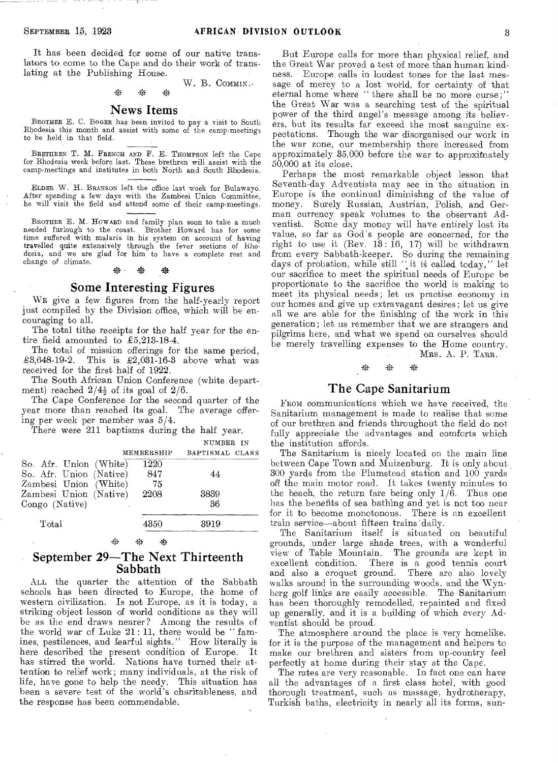It has been decided for some of our native translators to come to the Cape and do their work of translating at the Publishing House.

W. B. COMMIN.

## News Items

BROTHER E. C. BOGER has been invited to pay a visit to South Rhodesia this month and assist with some of the camp-meetings to be held in that field.

BRETHREN T. M. FRENCH AND F. E. THOMPSON left the Cape for Rhodesia week before last. These brethren will assist with the camp-meetings and institutes in both North and South Rhodesia.

ELDER W. H. BRANSON left the office last week for Bulawayo. After spending a few days with the Zambesi Union Committee, he will visit the field and attend some of their camp-meetings.

BROTHER E. M. HOWARD and family plan soon to take a much needed furlough to the coast. Brother Howard has for some time suffered with malaria in his system on account of having travelled quite extensively through the fever sections of Rhodesia, and we are glad for him to have a complete rest and change of climate.

## Some Interesting Figures

WE give a few figures from the half-yearly report just compiled by the Division office, which will be encouraging to all.

The total tithe receipts for the half year for the entire field amounted to £5,213-18-4.

The total of mission offerings for the same period, £3,648-19-2. This is £2,031-16-3 above what was received for the first half of 1922.

The South African Union Conference (white department) reached 2/4½ of its goal of 2/6.

The Cape Conference for the second quarter of the year more than reached its goal. The average offering per week per member was 5/4.

There were 211 baptisms during the half year.

| | MEMBERSHIP | NUMBER IN BAPTISMAL CLASS |
|---|---|---|
| So. Afr. Union (White) | 1220 | |
| So. Afr. Union (Native) | 847 | 44 |
| Zambesi Union (White) | 75 | |
| Zambesi Union (Native) | 2208 | 3839 |
| Congo (Native) | | 36 |
| Total | 4350 | 3919 |

## September 29—The Next Thirteenth Sabbath

ALL the quarter the attention of the Sabbath schools has been directed to Europe, the home of western civilization. Is not Europe, as it is today, a striking object lesson of world conditions as they will be as the end draws nearer? Among the results of the world war of Luke 21 : 11, there would be "famines, pestilences, and fearful sights." How literally is here described the present condition of Europe. It has stirred the world. Nations have turned their attention to relief work; many individuals, at the risk of life, have gone to help the needy. This situation has been a severe test of the world's charitableness, and the response has been commendable.

But Europe calls for more than physical relief, and the Great War proved a test of more than human kindness. Europe calls in loudest tones for the last message of mercy to a lost world, for certainty of that eternal home where "there shall be no more curse;" the Great War was a searching test of the spiritual power of the third angel's message among its believers, but its results far exceed the most sanguine expectations. Though the war disorganised our work in the war zone, our membership there increased from approximately 35,000 before the war to approximately 50,000 at its close.

Perhaps the most remarkable object lesson that Seventh-day Adventists may see in the situation in Europe is the continual diminishng of the value of money. Surely Russian, Austrian, Polish, and German currency speak volumes to the observant Adventist. Some day money will have entirely lost its value, so far as God's people are concerned, for the right to use it (Rev. 13 : 16, 17) will be withdrawn from every Sabbath-keeper. So during the remaining days of probation, while still "it is called today," let our sacrifice to meet the spiritual needs of Europe be proportionate to the sacrifice the world is making to meet its physical needs; let us practise economy in our homes and give up extravagant desires; let us give all we are able for the finishing of the work in this generation; let us remember that we are strangers and pilgrims here, and what we spend on ourselves should be merely travelling expenses to the Home country.

MRS. A. P. TARR.

## The Cape Sanitarium

FROM communications which we have received, the Sanitarium management is made to realise that some of our brethren and friends throughout the field do not fully appreciate the advantages and comforts which the institution affords.

The Sanitarium is nicely located on the main line between Cape Town and Muizenburg. It is only about 300 yards from the Plumstead station and 100 yards off the main motor road. It takes twenty minutes to the beach, the return fare being only 1/6. Thus one has the benefits of sea bathing and yet is not too near for it to become monotonous. There is an excellent train service—about fifteen trains daily.

The Sanitarium itself is situated on beautiful grounds, under large shade trees, with a wonderful view of Table Mountain. The grounds are kept in excellent condition. There is a good tennis court and also a croquet ground. There are also lovely walks around in the surrounding woods, and the Wynberg golf links are easily accessible. The Sanitarium has been thoroughly remodelled, repainted and fixed up generally, and it is a building of which every Adventist should be proud.

The atmosphere around the place is very homelike, for it is the purpose of the management and helpers to make our brethren and sisters from up-country feel perfectly at home during their stay at the Cape.

The rates are very reasonable. In fact one can have all the advantages of a first class hotel, with good thorough treatment, such as massage, hydrotherapy, Turkish baths, electricity in nearly all its forms, sun-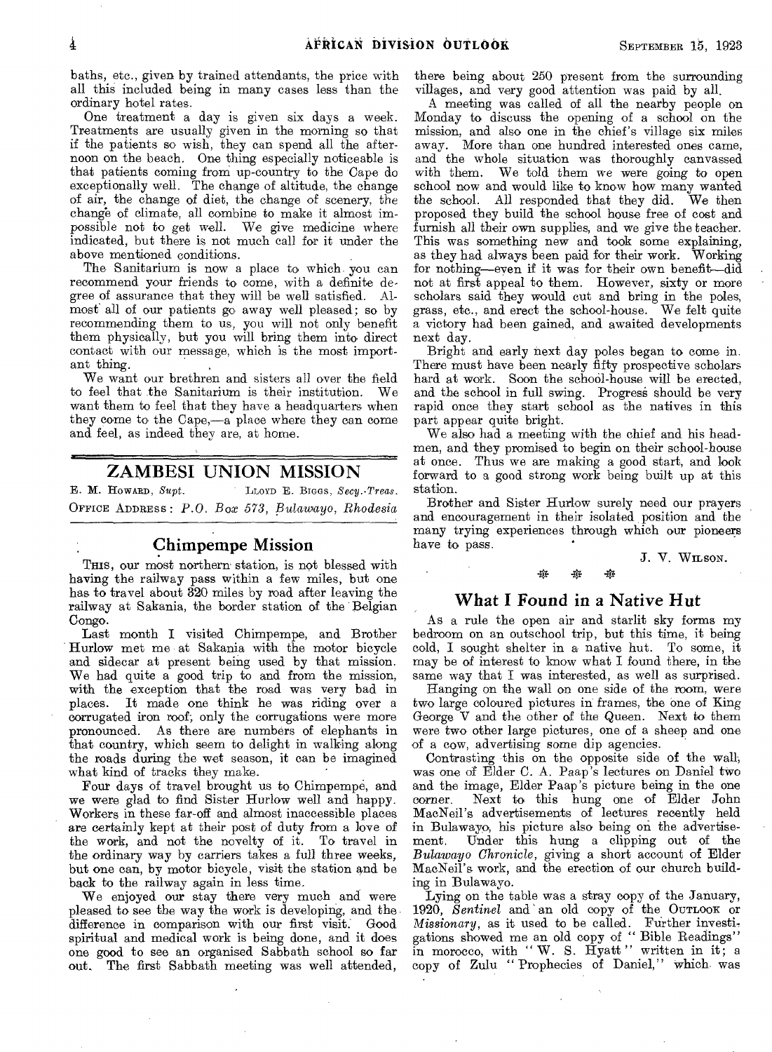baths, etc., given by trained attendants, the price with all this included being in many cases less than the ordinary hotel rates.

One treatment a day is given six days a week. Treatments are usually given in the morning so that if the patients so wish, they can spend all the afternoon on the beach. One thing especially noticeable is that patients coming from up-country to the Cape do exceptionally well. The change of altitude, the change of air, the change of diet, the change of scenery, the change of climate, all combine to make it almost impossible not to get well. We give medicine where indicated, but there is not much call for it under the above mentioned conditions.

The Sanitarium is now a place to which you can recommend your friends to come, with a definite degree of assurance that they will be well satisfied. Almost all of our patients go away well pleased; so by recommending them to us, you will not only benefit them physically, but you will bring them into direct contact with our message, which is the most important thing.

We want our brethren and sisters all over the field to feel that the Sanitarium is their institution. We want them to feel that they have a headquarters when they come to the Cape,—a place where they can come and feel, as indeed they are, at home.

# ZAMBESI UNION MISSION

E. M. HOWARD, *Supt.* LLOYD E. BIGGS, *Secy.-Treas.*

OFFICE ADDRESS: *P.O. Box 573, Bulawayo, Rhodesia*

## Chimpempe Mission

THIS, our most northern station, is not blessed with having the railway pass within a few miles, but one has to travel about 320 miles by road after leaving the railway at Sakania, the border station of the Belgian Congo.

Last month I visited Chimpempe, and Brother Hurlow met me at Sakania with the motor bicycle and sidecar at present being used by that mission. We had quite a good trip to and from the mission, with the exception that the road was very bad in places. It made one think he was riding over a corrugated iron roof; only the corrugations were more pronounced. As there are numbers of elephants in that country, which seem to delight in walking along the roads during the wet season, it can be imagined what kind of tracks they make.

Four days of travel brought us to Chimpempe, and we were glad to find Sister Hurlow well and happy. Workers in these far-off and almost inaccessible places are certainly kept at their post of duty from a love of the work, and not the novelty of it. To travel in the ordinary way by carriers takes a full three weeks, but one can, by motor bicycle, visit the station and be back to the railway again in less time.

We enjoyed our stay there very much and were pleased to see the way the work is developing, and the difference in comparison with our first visit. Good spiritual and medical work is being done, and it does one good to see an organised Sabbath school so far out. The first Sabbath meeting was well attended, there being about 250 present from the surrounding villages, and very good attention was paid by all.

A meeting was called of all the nearby people on Monday to discuss the opening of a school on the mission, and also one in the chief's village six miles away. More than one hundred interested ones came, and the whole situation was thoroughly canvassed with them. We told them we were going to open school now and would like to know how many wanted the school. All responded that they did. We then proposed they build the school house free of cost and furnish all their own supplies, and we give the teacher. This was something new and took some explaining, as they had always been paid for their work. Working for nothing—even if it was for their own benefit—did not at first appeal to them. However, sixty or more scholars said they would cut and bring in the poles, grass, etc., and erect the school-house. We felt quite a victory had been gained, and awaited developments next day.

Bright and early next day poles began to come in. There must have been nearly fifty prospective scholars hard at work. Soon the school-house will be erected, and the school in full swing. Progress should be very rapid once they start school as the natives in this part appear quite bright.

We also had a meeting with the chief and his headmen, and they promised to begin on their school-house at once. Thus we are making a good start, and look forward to a good strong work being built up at this station.

Brother and Sister Hurlow surely need our prayers and encouragement in their isolated position and the many trying experiences through which our pioneers have to pass.

J. V. WILSON.

## What I Found in a Native Hut

As a rule the open air and starlit sky forms my bedroom on an outschool trip, but this time, it being cold, I sought shelter in a native hut. To some, it may be of interest to know what I found there, in the same way that I was interested, as well as surprised.

Hanging on the wall on one side of the room, were two large coloured pictures in frames, the one of King George V and the other of the Queen. Next to them were two other large pictures, one of a sheep and one of a cow, advertising some dip agencies.

Contrasting this on the opposite side of the wall, was one of Elder C. A. Paap's lectures on Daniel two and the image, Elder Paap's picture being in the one corner. Next to this hung one of Elder John MacNeil's advertisements of lectures recently held in Bulawayo, his picture also being on the advertisement. Under this hung a clipping out of the *Bulawayo Chronicle*, giving a short account of Elder MacNeil's work, and the erection of our church building in Bulawayo.

Lying on the table was a stray copy of the January, 1920, *Sentinel* and an old copy of the OUTLOOK or *Missionary*, as it used to be called. Further investigations showed me an old copy of "Bible Readings" in morocco, with "W. S. Hyatt" written in it; a copy of Zulu "Prophecies of Daniel," which was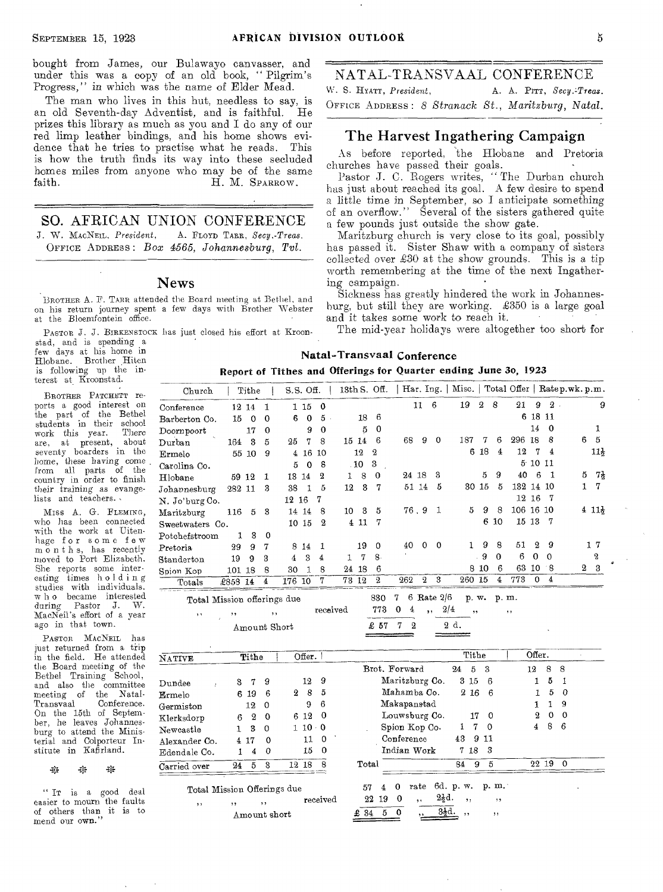bought from James, our Bulawayo canvasser, and under this was a copy of an old book, "Pilgrim's Progress," in which was the name of Elder Mead.

The man who lives in this hut, needless to say, is an old Seventh-day Adventist, and is faithful. He prizes this library as much as you and I do any of our red limp leather bindings, and his home shows evidence that he tries to practise what he reads. This is how the truth finds its way into these secluded homes miles from anyone who may be of the same faith.

H. M. SPARROW.

## SO. AFRICAN UNION CONFERENCE

J. W. MACNEIL, *President*, A. FLOYD TARR, *Secy.-Treas.*
OFFICE ADDRESS: *Box 4565, Johannesburg, Tvl.*

### News

BROTHER A. F. TARR attended the Board meeting at Bethel, and on his return journey spent a few days with Brother Webster at the Bloemfontein office.

PASTOR J. J. BIRKENSTOCK has just closed his effort at Kroonstad, and is spending a few days at his home in Hlobane. Brother Hiten is following up the interest at Kroonstad.

BROTHER PATCHETT reports a good interest on the part of the Bethel students in their school work this year. There are, at present, about seventy boarders in the home, these having come from all parts of the country in order to finish their training as evangelists and teachers.

MISS A. G. FLEMING, who has been connected with the work at Uitenhage for some few months, has recently moved to Port Elizabeth. She reports some interesting times holding studies with individuals, who became interested during Pastor J. W. MacNeil's effort of a year ago in that town.

PASTOR MACNEIL has just returned from a trip in the field. He attended the Board meeting of the Bethel Training School, and also the committee meeting of the Natal-Transvaal Conference. On the 15th of September, he leaves Johannesburg to attend the Ministerial and Colporteur Institute in Kafirland.

"IT is a good deal easier to mourn the faults of others than it is to mend our own."

## NATAL-TRANSVAAL CONFERENCE

W. S. HYATT, *President*, A. A. PITT, *Secy.-Treas.*
OFFICE ADDRESS: *8 Stranack St., Maritzburg, Natal.*

### The Harvest Ingathering Campaign

As before reported, the Hlobane and Pretoria churches have passed their goals.

Pastor J. C. Rogers writes, "The Durban church has just about reached its goal. A few desire to spend a little time in September, so I anticipate something of an overflow." Several of the sisters gathered quite a few pounds just outside the show gate.

Maritzburg church is very close to its goal, possibly has passed it. Sister Shaw with a company of sisters collected over £30 at the show grounds. This is a tip worth remembering at the time of the next Ingathering campaign.

Sickness has greatly hindered the work in Johannesburg, but still they are working. £350 is a large goal and it takes some work to reach it.

The mid-year holidays were altogether too short for

**Natal-Transvaal Conference**

**Report of Tithes and Offerings for Quarter ending June 30, 1923**

| Church | Tithe | S.S. Off. | 13th S. Off. | Har. Ing. | Misc. | Total Offer | Rate p. wk. p.m. |
|---|---|---|---|---|---|---|---|
| Conference | 12 14 1 | 1 15 0 | | 11 6 | 19 2 8 | 21 9 2 | 9 |
| Barberton Co. | 15 0 0 | 6 0 5 | 18 6 | | | 6 18 11 | |
| Doornpoort | 17 0 | 9 0 | 5 0 | | | 14 0 | 1 |
| Durban | 164 3 5 | 25 7 8 | 15 14 6 | 68 9 0 | 187 7 6 | 296 18 8 | 6 5 |
| Ermelo | 55 10 9 | 4 16 10 | 12 2 | | 6 18 4 | 12 7 4 | 11½ |
| Carolina Co. | | 5 0 8 | 10 3 | | | 5 10 11 | |
| Hlobane | 59 12 1 | 13 14 2 | 1 8 0 | 24 18 3 | 5 9 | 40 6 1 | 5 7½ |
| Johannesburg | 282 11 3 | 38 1 5 | 12 3 7 | 51 14 5 | 30 15 5 | 132 14 10 | 1 7 |
| N. Jo'burg Co. | | 12 16 7 | | | | 12 16 7 | |
| Maritzburg | 116 5 3 | 14 14 8 | 10 3 5 | 76 9 1 | 5 9 8 | 106 16 10 | 4 11½ |
| Sweetwaters Co. | | 10 15 2 | 4 11 7 | | 6 10 | 15 13 7 | |
| Potchefstroom | 1 3 0 | | | | | | |
| Pretoria | 29 9 7 | 8 14 1 | 19 0 | 40 0 0 | 1 9 8 | 51 2 9 | 1 7 |
| Standerton | 19 9 3 | 4 3 4 | 1 7 8 | | 9 0 | 6 0 0 | 2 |
| Spion Kop | 101 18 8 | 30 1 8 | 24 18 6 | | 8 10 6 | 63 10 8 | 2 3 |
| Totals | £858 14 4 | 176 10 7 | 73 12 2 | 262 2 3 | 260 15 4 | 773 0 4 | |

Total Mission offerings due 830 7 6 Rate 2/6 p. w. p. m.
" " " received 773 0 4 " 2/4 " "
Amount Short £ 57 7 2 2 d.

| NATIVE | Tithe | Offer. | | Tithe | Offer. |
|---|---|---|---|---|---|
| | | | Brot. Forward | 24 5 3 | 12 8 8 |
| Dundee | 3 7 9 | 12 9 | Maritzburg Co. | 3 15 6 | 1 5 1 |
| Ermelo | 6 19 6 | 2 8 5 | Mahamba Co. | 2 16 6 | 1 5 0 |
| Germiston | 12 0 | 9 6 | Makapanstad | | 1 1 9 |
| Klerksdorp | 6 2 0 | 6 12 0 | Louwsburg Co. | 17 0 | 2 0 0 |
| Newcastle | 1 3 0 | 1 10 0 | Spion Kop Co. | 1 7 0 | 4 8 6 |
| Alexander Co. | 4 17 0 | 11 0 | Conference | 43 9 11 | |
| Edendale Co. | 1 4 0 | 15 0 | Indian Work | 7 18 3 | |
| Carried over | 24 5 3 | 12 18 8 | Total | 84 9 5 | 22 19 0 |

Total Mission Offerings due 57 4 0 rate 6d. p. w. p. m.
" " " received 22 19 0 " 2½d. " "
Amount short £ 34 5 0 " 3½d. " "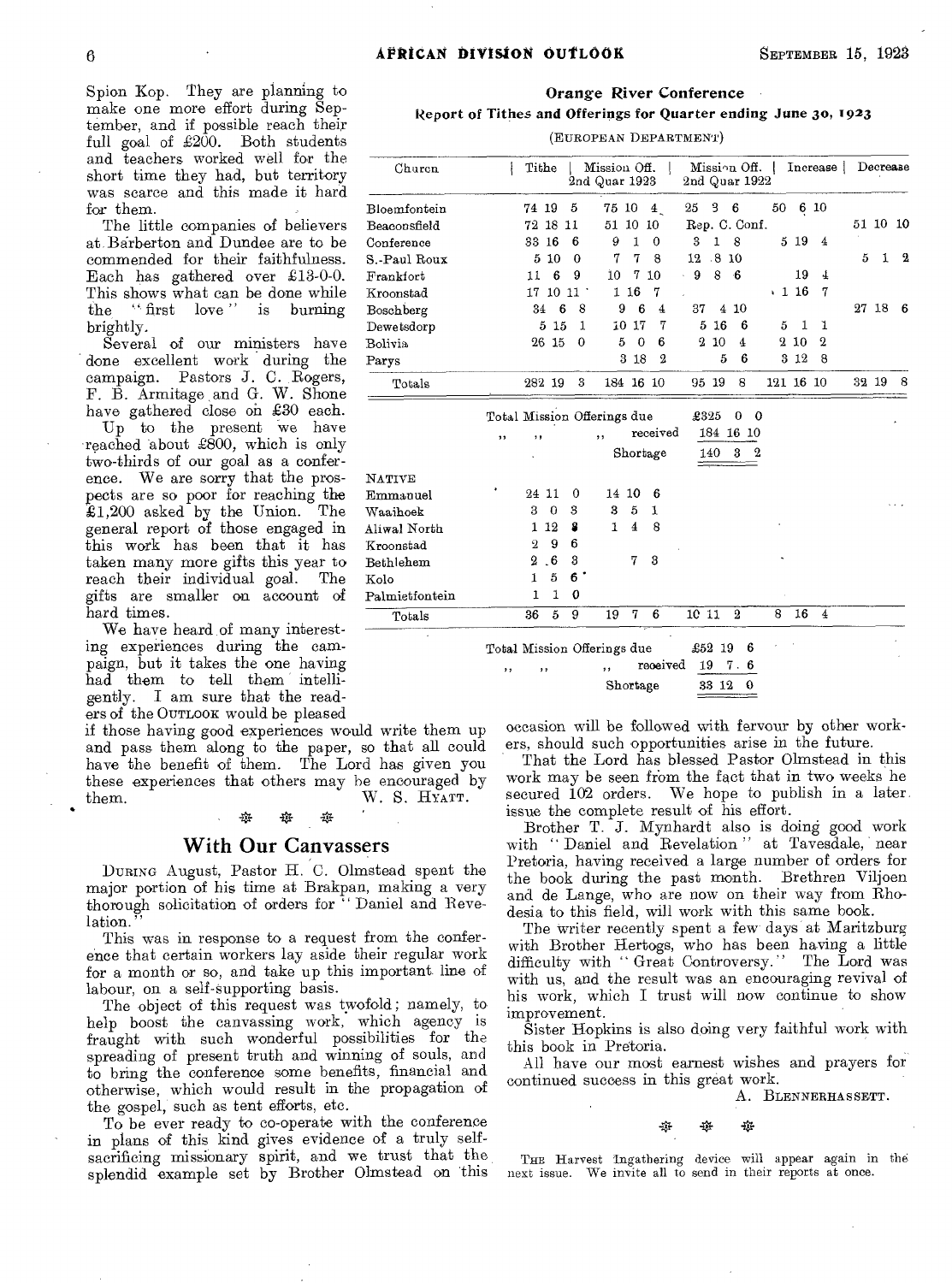Spion Kop. They are planning to make one more effort during September, and if possible reach their full goal of £200. Both students and teachers worked well for the short time they had, but territory was scarce and this made it hard for them.

The little companies of believers at Barberton and Dundee are to be commended for their faithfulness. Each has gathered over £13-0-0. This shows what can be done while the "first love" is burning brightly.

Several of our ministers have done excellent work during the campaign. Pastors J. C. Rogers, F. B. Armitage and G. W. Shone have gathered close on £30 each.

Up to the present we have reached about £800, which is only two-thirds of our goal as a conference. We are sorry that the prospects are so poor for reaching the £1,200 asked by the Union. The general report of those engaged in this work has been that it has taken many more gifts this year to reach their individual goal. The gifts are smaller on account of hard times.

We have heard of many interesting experiences during the campaign, but it takes the one having had them to tell them intelligently. I am sure that the readers of the OUTLOOK would be pleased if those having good experiences would write them up and pass them along to the paper, so that all could have the benefit of them. The Lord has given you these experiences that others may be encouraged by them.

W. S. HYATT.

## Orange River Conference

**Report of Tithes and Offerings for Quarter ending June 30, 1923**

(EUROPEAN DEPARTMENT)

| Church | Tithe | Mission Off. 2nd Quar 1923 | Mission Off. 2nd Quar 1922 | Increase | Decrease |
|---|---|---|---|---|---|
| Bloemfontein | 74 19 5 | 75 10 4 | 25 3 6 | 50 6 10 | |
| Beaconsfield | 72 18 11 | 51 10 10 | Rep. C. Conf. | | 51 10 10 |
| Conference | 33 16 6 | 9 1 0 | 3 1 8 | 5 19 4 | |
| S.-Paul Roux | 5 10 0 | 7 7 8 | 12 8 10 | | 5 1 2 |
| Frankfort | 11 6 9 | 10 7 10 | 9 8 6 | 19 4 | |
| Kroonstad | 17 10 11 | 1 16 7 | | 1 16 7 | |
| Boschberg | 34 6 8 | 9 6 4 | 37 4 10 | | 27 18 6 |
| Dewetsdorp | 5 15 1 | 10 17 7 | 5 16 6 | 5 1 1 | |
| Bolivia | 26 15 0 | 5 0 6 | 2 10 4 | 2 10 2 | |
| Parys | | 3 18 2 | 5 6 | 3 12 8 | |
| Totals | 282 19 3 | 184 16 10 | 95 19 8 | 121 16 10 | 32 19 8 |

Total Mission Offerings due £325 0 0
,, ,, ,, received 184 16 10
Shortage 140 3 2

| NATIVE | Tithe | Mission Off. 2nd Quar 1923 | Mission Off. 2nd Quar 1922 | Increase | Decrease |
|---|---|---|---|---|---|
| Emmanuel | 24 11 0 | 14 10 6 | | | |
| Waaihoek | 3 0 3 | 3 5 1 | | | |
| Aliwal North | 1 12 8 | 1 4 8 | | | |
| Kroonstad | 2 9 6 | | | | |
| Bethlehem | 2 6 3 | 7 3 | | | |
| Kolo | 1 5 6 | | | | |
| Palmietfontein | 1 1 0 | | | | |
| Totals | 36 5 9 | 19 7 6 | 10 11 2 | 8 16 4 | |

Total Mission Offerings due £52 19 6
,, ,, ,, received 19 7 6
Shortage 33 12 0

## With Our Canvassers

DURING August, Pastor H. C. Olmstead spent the major portion of his time at Brakpan, making a very thorough solicitation of orders for "Daniel and Revelation."

This was in response to a request from the conference that certain workers lay aside their regular work for a month or so, and take up this important line of labour, on a self-supporting basis.

The object of this request was twofold; namely, to help boost the canvassing work, which agency is fraught with such wonderful possibilities for the spreading of present truth and winning of souls, and to bring the conference some benefits, financial and otherwise, which would result in the propagation of the gospel, such as tent efforts, etc.

To be ever ready to co-operate with the conference in plans of this kind gives evidence of a truly self-sacrificing missionary spirit, and we trust that the splendid example set by Brother Olmstead on this occasion will be followed with fervour by other workers, should such opportunities arise in the future.

That the Lord has blessed Pastor Olmstead in this work may be seen from the fact that in two weeks he secured 102 orders. We hope to publish in a later issue the complete result of his effort.

Brother T. J. Mynhardt also is doing good work with "Daniel and Revelation" at Tavesdale, near Pretoria, having received a large number of orders for the book during the past month. Brethren Viljoen and de Lange, who are now on their way from Rhodesia to this field, will work with this same book.

The writer recently spent a few days at Maritzburg with Brother Hertogs, who has been having a little difficulty with "Great Controversy." The Lord was with us, and the result was an encouraging revival of his work, which I trust will now continue to show improvement.

Sister Hopkins is also doing very faithful work with this book in Pretoria.

All have our most earnest wishes and prayers for continued success in this great work.

A. BLENNERHASSETT.

THE Harvest Ingathering device will appear again in the next issue. We invite all to send in their reports at once.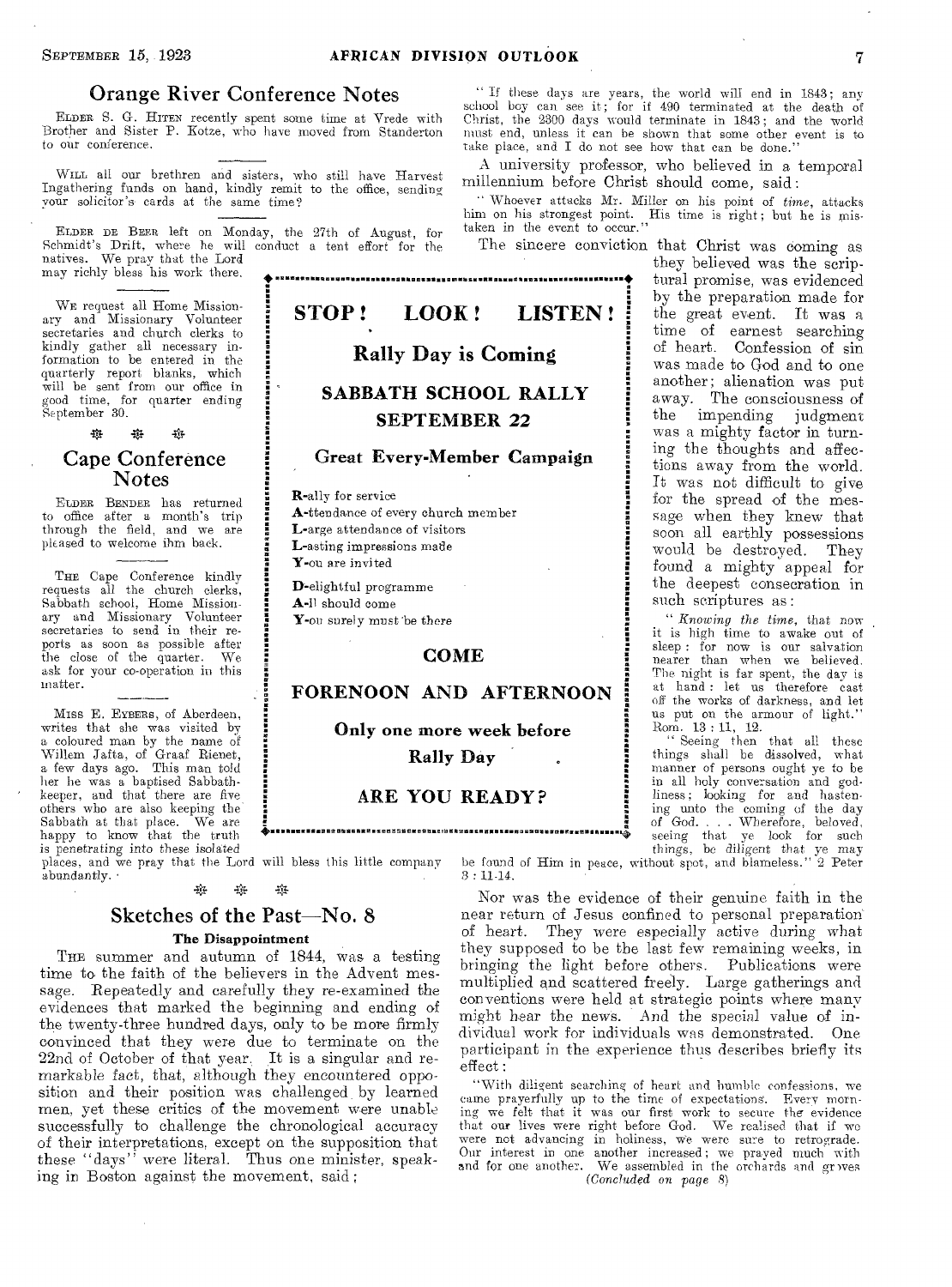## Orange River Conference Notes

ELDER S. G. HITEN recently spent some time at Vrede with Brother and Sister P. Kotze, who have moved from Standerton to our conference.

WILL all our brethren and sisters, who still have Harvest Ingathering funds on hand, kindly remit to the office, sending your solicitor's cards at the same time?

ELDER DE BEER left on Monday, the 27th of August, for Schmidt's Drift, where he will conduct a tent effort for the natives. We pray that the Lord may richly bless his work there.

WE request all Home Missionary and Missionary Volunteer secretaries and church clerks to kindly gather all necessary information to be entered in the quarterly report blanks, which will be sent from our office in good time, for quarter ending September 30.

## Cape Conference Notes

ELDER BENDER has returned to office after a month's trip through the field, and we are pleased to welcome ihm back.

THE Cape Conference kindly requests all the church clerks, Sabbath school, Home Missionary and Missionary Volunteer secretaries to send in their reports as soon as possible after the close of the quarter. We ask for your co-operation in this matter.

MISS E. EYBERS, of Aberdeen, writes that she was visited by a coloured man by the name of Willem Jafta, of Graaf Rienet, a few days ago. This man told her he was a baptised Sabbath-keeper, and that there are five others who are also keeping the Sabbath at that place. We are happy to know that the truth is penetrating into these isolated places, and we pray that the Lord will bless this little company abundantly.

---

**STOP! LOOK! LISTEN!**

**Rally Day is Coming**

**SABBATH SCHOOL RALLY**

**SEPTEMBER 22**

**Great Every-Member Campaign**

**R**-ally for service
**A**-ttendance of every church member
**L**-arge attendance of visitors
**L**-asting impressions made
**Y**-ou are invited

**D**-elightful programme
**A**-ll should come
**Y**-ou surely must be there

**COME**

**FORENOON AND AFTERNOON**

**Only one more week before**

**Rally Day**

**ARE YOU READY?**

---

## Sketches of the Past—No. 8

### The Disappointment

THE summer and autumn of 1844, was a testing time to the faith of the believers in the Advent message. Repeatedly and carefully they re-examined the evidences that marked the beginning and ending of the twenty-three hundred days, only to be more firmly convinced that they were due to terminate on the 22nd of October of that year. It is a singular and remarkable fact, that, although they encountered opposition and their position was challenged by learned men, yet these critics of the movement were unable successfully to challenge the chronological accuracy of their interpretations, except on the supposition that these "days" were literal. Thus one minister, speaking in Boston against the movement, said;

"If these days are years, the world will end in 1843; any school boy can see it; for if 490 terminated at the death of Christ, the 2300 days would terminate in 1843; and the world must end, unless it can be shown that some other event is to take place, and I do not see how that can be done."

A university professor, who believed in a temporal millennium before Christ should come, said:

"Whoever attacks Mr. Miller on his point of *time*, attacks him on his strongest point. His time is right; but he is mistaken in the event to occur."

The sincere conviction that Christ was coming as they believed was the scriptural promise, was evidenced by the preparation made for the great event. It was a time of earnest searching of heart. Confession of sin was made to God and to one another; alienation was put away. The consciousness of the impending judgment was a mighty factor in turning the thoughts and affections away from the world. It was not difficult to give for the spread of the message when they knew that soon all earthly possessions would be destroyed. They found a mighty appeal for the deepest consecration in such scriptures as:

"*Knowing the time*, that now it is high time to awake out of sleep: for now is our salvation nearer than when we believed. The night is far spent, the day is at hand: let us therefore cast off the works of darkness, and let us put on the armour of light." Rom. 13:11, 12.

"Seeing then that all these things shall be dissolved, what manner of persons ought ye to be in all holy conversation and godliness; looking for and hastening unto the coming of the day of God. . . . Wherefore, beloved, seeing that ye look for such things, be diligent that ye may be found of Him in peace, without spot, and blameless." 2 Peter 3:11-14.

Nor was the evidence of their genuine faith in the near return of Jesus confined to personal preparation of heart. They were especially active during what they supposed to be the last few remaining weeks, in bringing the light before others. Publications were multiplied and scattered freely. Large gatherings and conventions were held at strategic points where many might hear the news. And the special value of individual work for individuals was demonstrated. One participant in the experience thus describes briefly its effect:

"With diligent searching of heart and humble confessions, we came prayerfully up to the time of expectations. Every morning we felt that it was our first work to secure the evidence that our lives were right before God. We realised that if we were not advancing in holiness, we were sure to retrograde. Our interest in one another increased; we prayed much with and for one another. We assembled in the orchards and groves

*(Concluded on page 8)*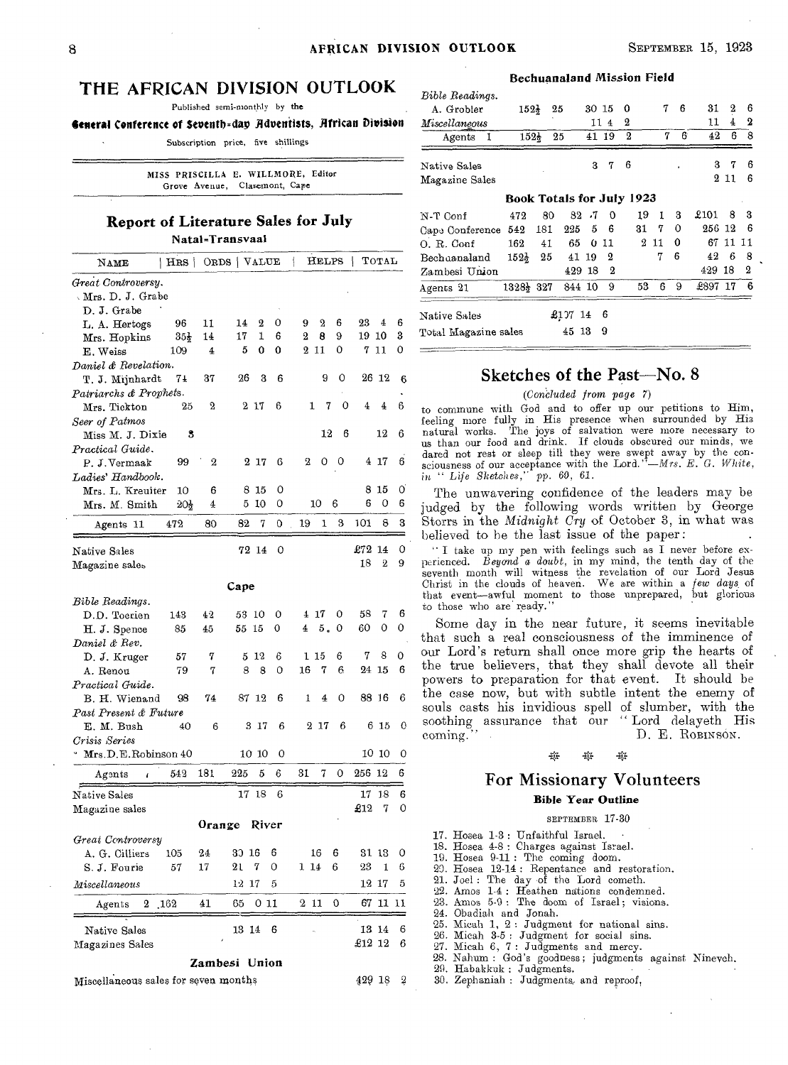# THE AFRICAN DIVISION OUTLOOK

Published semi-monthly by the

**General Conference of Seventh-day Adventists, African Division**

Subscription price, five shillings

MISS PRISCILLA E. WILLMORE, Editor
Grove Avenue, Claremont, Cape

## Report of Literature Sales for July

### Natal-Transvaal

| NAME | HRS | ORDS | VALUE | HELPS | TOTAL |
|---|---|---|---|---|---|
| *Great Controversy.* | | | | | |
| Mrs. D. J. Grabe | | | | | |
| D. J. Grabe | | | | | |
| L. A. Hertogs | 96 | 11 | 14 2 0 | 9 2 6 | 23 4 6 |
| Mrs. Hopkins | 35½ | 14 | 17 1 6 | 2 8 9 | 19 10 3 |
| E. Weiss | 109 | 4 | 5 0 0 | 2 11 0 | 7 11 0 |
| *Daniel & Revelation.* | | | | | |
| T. J. Mijnhardt | 74 | 37 | 26 3 6 | 9 0 | 26 12 6 |
| *Patriarchs & Prophets.* | | | | | |
| Mrs. Tickton | 25 | 2 | 2 17 6 | 1 7 0 | 4 4 6 |
| *Seer of Patmos* | | | | | |
| Miss M. J. Dixie | 3 | | | 12 6 | 12 6 |
| *Practical Guide.* | | | | | |
| P. J. Vermaak | 99 | 2 | 2 17 6 | 2 0 0 | 4 17 6 |
| *Ladies' Handbook.* | | | | | |
| Mrs. L. Kreuiter | 10 | 6 | 8 15 0 | | 8 15 0 |
| Mrs. M. Smith | 20½ | 4 | 5 10 0 | 10 6 | 6 0 6 |
| Agents 11 | 472 | 80 | 82 7 0 | 19 1 3 | 101 8 3 |
| Native Sales | | | 72 14 0 | | £72 14 0 |
| Magazine sales | | | | | 18 2 9 |

### Cape

| NAME | HRS | ORDS | VALUE | HELPS | TOTAL |
|---|---|---|---|---|---|
| *Bible Readings.* | | | | | |
| D.D. Toerien | 143 | 42 | 53 10 0 | 4 17 0 | 58 7 6 |
| H. J. Spence | 85 | 45 | 55 15 0 | 4 5 0 | 60 0 0 |
| *Daniel & Rev.* | | | | | |
| D. J. Kruger | 57 | 7 | 5 12 6 | 1 15 6 | 7 8 0 |
| A. Renou | 79 | 7 | 8 8 0 | 16 7 6 | 24 15 6 |
| *Practical Guide.* | | | | | |
| B. H. Wienand | 98 | 74 | 87 12 6 | 1 4 0 | 88 16 6 |
| *Past Present & Future* | | | | | |
| E. M. Bush | 40 | 6 | 3 17 6 | 2 17 6 | 6 15 0 |
| *Crisis Series* | | | | | |
| Mrs. D. E. Robinson | 40 | | 10 10 0 | | 10 10 0 |
| Agents | 542 | 181 | 225 5 6 | 31 7 0 | 256 12 6 |
| Native Sales | | | 17 18 6 | | 17 18 6 |
| Magazine sales | | | | | £12 7 0 |

### Orange River

| NAME | HRS | ORDS | VALUE | HELPS | TOTAL |
|---|---|---|---|---|---|
| *Great Controversy* | | | | | |
| A. G. Cilliers | 105 | 24 | 30 16 6 | 16 6 | 31 13 0 |
| S. J. Fourie | 57 | 17 | 21 7 0 | 1 14 6 | 23 1 6 |
| *Miscellaneous* | | | 12 17 5 | | 12 17 5 |
| Agents 2 | 162 | 41 | 65 0 11 | 2 11 0 | 67 11 11 |
| Native Sales | | | 13 14 6 | | 13 14 6 |
| Magazines Sales | | | | | £12 12 6 |

### Zambesi Union

Miscellaneous sales for seven months 429 18 2

### Bechuanaland Mission Field

| NAME | HRS | ORDS | VALUE | HELPS | TOTAL |
|---|---|---|---|---|---|
| *Bible Readings.* | | | | | |
| A. Grobler | 152½ | 25 | 30 15 0 | 7 6 | 31 2 6 |
| *Miscellaneous* | | | 11 4 2 | | 11 4 2 |
| Agents 1 | 152½ | 25 | 41 19 2 | 7 6 | 42 6 8 |
| Native Sales | | | 3 7 6 | | 3 7 6 |
| Magazine Sales | | | | | 2 11 6 |

### Book Totals for July 1923

| | HRS | ORDS | VALUE | HELPS | TOTAL |
|---|---|---|---|---|---|
| N-T Conf | 472 | 80 | 82 7 0 | 19 1 3 | £101 8 3 |
| Cape Conference | 542 | 181 | 225 5 6 | 31 7 0 | 256 12 6 |
| O. R. Conf | 162 | 41 | 65 0 11 | 2 11 0 | 67 11 11 |
| Bechuanaland | 152½ | 25 | 41 19 2 | 7 6 | 42 6 8 |
| Zambesi Union | | | 429 18 2 | | 429 18 2 |
| Agents 21 | 1328½ | 327 | 844 10 9 | 53 6 9 | £897 17 6 |
| Native Sales | | | £107 14 6 | | |
| Total Magazine sales | | | 45 13 9 | | |

## Sketches of the Past—No. 8

*(Concluded from page 7)*

to commune with God and to offer up our petitions to Him, feeling more fully in His presence when surrounded by His natural works. The joys of salvation were more necessary to us than our food and drink. If clouds obscured our minds, we dared not rest or sleep till they were swept away by the consciousness of our acceptance with the Lord."—*Mrs. E. G. White, in "Life Sketches," pp. 60, 61.*

The unwavering confidence of the leaders may be judged by the following words written by George Storrs in the *Midnight Cry* of October 3, in what was believed to be the last issue of the paper:

"I take up my pen with feelings such as I never before experienced. *Beyond a doubt*, in my mind, the tenth day of the seventh month will witness the revelation of our Lord Jesus Christ in the clouds of heaven. We are within a *few days* of that event—awful moment to those unprepared, but glorious to those who are ready."

Some day in the near future, it seems inevitable that such a real consciousness of the imminence of our Lord's return shall once more grip the hearts of the true believers, that they shall devote all their powers to preparation for that event. It should be the case now, but with subtle intent the enemy of souls casts his invidious spell of slumber, with the soothing assurance that our "Lord delayeth His coming."

D. E. ROBINSON.

## For Missionary Volunteers

### Bible Year Outline

SEPTEMBER 17-30

17. Hosea 1-3: Unfaithful Israel.
18. Hosea 4-8: Charges against Israel.
19. Hosea 9-11: The coming doom.
20. Hosea 12-14: Repentance and restoration.
21. Joel: The day of the Lord cometh.
22. Amos 1-4: Heathen nations condemned.
23. Amos 5-9: The doom of Israel; visions.
24. Obadiah and Jonah.
25. Micah 1, 2: Judgment for national sins.
26. Micah 3-5: Judgment for social sins.
27. Micah 6, 7: Judgments and mercy.
28. Nahum: God's goodness; judgments against Nineveh.
29. Habakkuk: Judgments.
30. Zephaniah: Judgments and reproof.